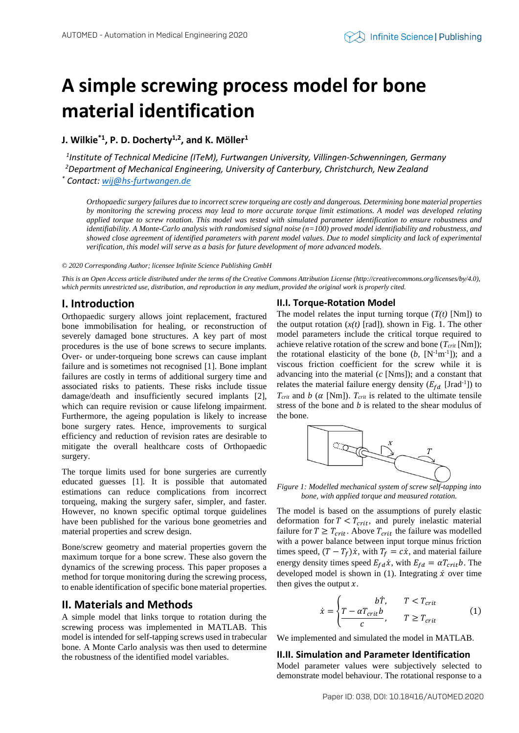# A simple screwing process model for bone material identification

**J. Wilkie[*1], P. D. Docherty[1,2], and K. Möller[1]**

[1] *Institute of Technical Medicine (ITeM), Furtwangen University, Villingen-Schwenningen, Germany*
[2] *Department of Mechanical Engineering, University of Canterbury, Christchurch, New Zealand*
[*] *Contact: wij@hs-furtwangen.de*

*Orthopaedic surgery failures due to incorrect screw torqueing are costly and dangerous. Determining bone material properties by monitoring the screwing process may lead to more accurate torque limit estimations. A model was developed relating applied torque to screw rotation. This model was tested with simulated parameter identification to ensure robustness and identifiability. A Monte-Carlo analysis with randomised signal noise (n=100) proved model identifiability and robustness, and showed close agreement of identified parameters with parent model values. Due to model simplicity and lack of experimental verification, this model will serve as a basis for future development of more advanced models.*

*© 2020 Corresponding Author; licensee Infinite Science Publishing GmbH*

*This is an Open Access article distributed under the terms of the Creative Commons Attribution License (http://creativecommons.org/licenses/by/4.0), which permits unrestricted use, distribution, and reproduction in any medium, provided the original work is properly cited.*

## I. Introduction

Orthopaedic surgery allows joint replacement, fractured bone immobilisation for healing, or reconstruction of severely damaged bone structures. A key part of most procedures is the use of bone screws to secure implants. Over- or under-torqueing bone screws can cause implant failure and is sometimes not recognised [1]. Bone implant failures are costly in terms of additional surgery time and associated risks to patients. These risks include tissue damage/death and insufficiently secured implants [2], which can require revision or cause lifelong impairment. Furthermore, the ageing population is likely to increase bone surgery rates. Hence, improvements to surgical efficiency and reduction of revision rates are desirable to mitigate the overall healthcare costs of Orthopaedic surgery.

The torque limits used for bone surgeries are currently educated guesses [1]. It is possible that automated estimations can reduce complications from incorrect torqueing, making the surgery safer, simpler, and faster. However, no known specific optimal torque guidelines have been published for the various bone geometries and material properties and screw design.

Bone/screw geometry and material properties govern the maximum torque for a bone screw. These also govern the dynamics of the screwing process. This paper proposes a method for torque monitoring during the screwing process, to enable identification of specific bone material properties.

## II. Materials and Methods

A simple model that links torque to rotation during the screwing process was implemented in MATLAB. This model is intended for self-tapping screws used in trabecular bone. A Monte Carlo analysis was then used to determine the robustness of the identified model variables.

### II.I. Torque-Rotation Model

The model relates the input turning torque ($T(t)$ [Nm]) to the output rotation ($x(t)$ [rad]), shown in Fig. 1. The other model parameters include the critical torque required to achieve relative rotation of the screw and bone ($T_{crit}$ [Nm]); the rotational elasticity of the bone ($b$, [N$^{-1}$m$^{-1}$]); and a viscous friction coefficient for the screw while it is advancing into the material ($c$ [Nms]); and a constant that relates the material failure energy density ($E_{fd}$ [Jrad$^{-1}$]) to $T_{crit}$ and $b$ ($\alpha$ [Nm]). $T_{crit}$ is related to the ultimate tensile stress of the bone and $b$ is related to the shear modulus of the bone.

*Figure 1: Modelled mechanical system of screw self-tapping into bone, with applied torque and measured rotation.*

The model is based on the assumptions of purely elastic deformation for $T < T_{crit}$, and purely inelastic material failure for $T \geq T_{crit}$. Above $T_{crit}$ the failure was modelled with a power balance between input torque minus friction times speed, $(T - T_f)\dot{x}$, with $T_f = c\dot{x}$, and material failure energy density times speed $E_{fd}\dot{x}$, with $E_{fd} = \alpha T_{crit} b$. The developed model is shown in (1). Integrating $\dot{x}$ over time then gives the output $x$.

$$\dot{x} = \begin{cases} b\dot{T}, & T < T_{crit} \\ \dfrac{T - \alpha T_{crit} b}{c}, & T \geq T_{crit} \end{cases} \tag{1}$$

We implemented and simulated the model in MATLAB.

### II.II. Simulation and Parameter Identification

Model parameter values were subjectively selected to demonstrate model behaviour. The rotational response to a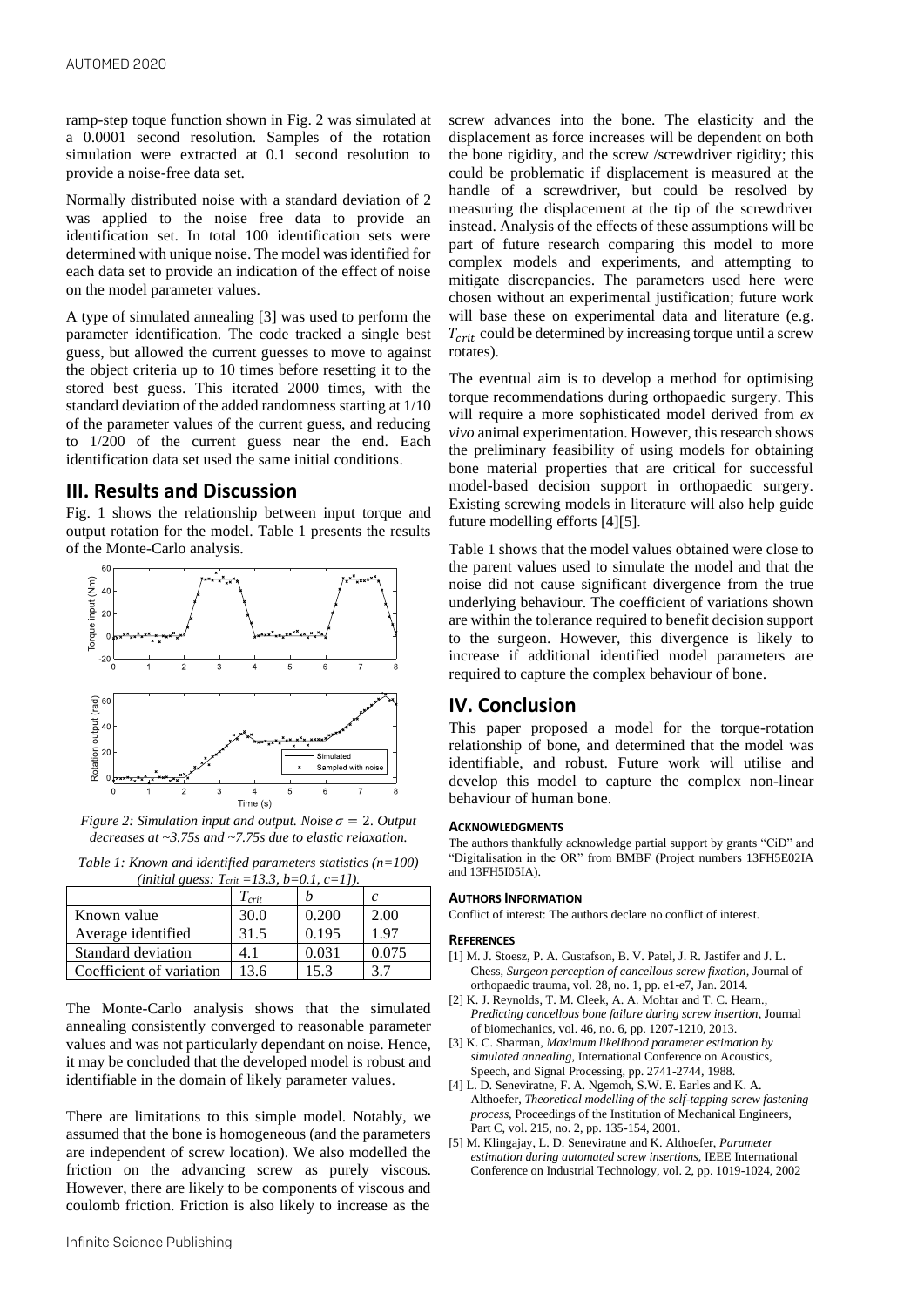ramp-step toque function shown in Fig. 2 was simulated at a 0.0001 second resolution. Samples of the rotation simulation were extracted at 0.1 second resolution to provide a noise-free data set.

Normally distributed noise with a standard deviation of 2 was applied to the noise free data to provide an identification set. In total 100 identification sets were determined with unique noise. The model was identified for each data set to provide an indication of the effect of noise on the model parameter values.

A type of simulated annealing [3] was used to perform the parameter identification. The code tracked a single best guess, but allowed the current guesses to move to against the object criteria up to 10 times before resetting it to the stored best guess. This iterated 2000 times, with the standard deviation of the added randomness starting at 1/10 of the parameter values of the current guess, and reducing to 1/200 of the current guess near the end. Each identification data set used the same initial conditions.

## III. Results and Discussion

Fig. 1 shows the relationship between input torque and output rotation for the model. Table 1 presents the results of the Monte-Carlo analysis.

Torque input (Nm)
60
40
20
0
-20
0 1 2 3 4 5 6 7 8

Rotation output (rad)
60
40
20
0
0 1 2 3 4 5 6 7 8
Time (s)
Simulated
Sampled with noise

*Figure 2: Simulation input and output. Noise $\sigma = 2$. Output decreases at ~3.75s and ~7.75s due to elastic relaxation.*

*Table 1: Known and identified parameters statistics (n=100) (initial guess: $T_{crit}$ =13.3, b=0.1, c=1]).*

| | $T_{crit}$ | $b$ | $c$ |
|---|---|---|---|
| Known value | 30.0 | 0.200 | 2.00 |
| Average identified | 31.5 | 0.195 | 1.97 |
| Standard deviation | 4.1 | 0.031 | 0.075 |
| Coefficient of variation | 13.6 | 15.3 | 3.7 |

The Monte-Carlo analysis shows that the simulated annealing consistently converged to reasonable parameter values and was not particularly dependant on noise. Hence, it may be concluded that the developed model is robust and identifiable in the domain of likely parameter values.

There are limitations to this simple model. Notably, we assumed that the bone is homogeneous (and the parameters are independent of screw location). We also modelled the friction on the advancing screw as purely viscous. However, there are likely to be components of viscous and coulomb friction. Friction is also likely to increase as the screw advances into the bone. The elasticity and the displacement as force increases will be dependent on both the bone rigidity, and the screw /screwdriver rigidity; this could be problematic if displacement is measured at the handle of a screwdriver, but could be resolved by measuring the displacement at the tip of the screwdriver instead. Analysis of the effects of these assumptions will be part of future research comparing this model to more complex models and experiments, and attempting to mitigate discrepancies. The parameters used here were chosen without an experimental justification; future work will base these on experimental data and literature (e.g. $T_{crit}$ could be determined by increasing torque until a screw rotates).

The eventual aim is to develop a method for optimising torque recommendations during orthopaedic surgery. This will require a more sophisticated model derived from *ex vivo* animal experimentation. However, this research shows the preliminary feasibility of using models for obtaining bone material properties that are critical for successful model-based decision support in orthopaedic surgery. Existing screwing models in literature will also help guide future modelling efforts [4][5].

Table 1 shows that the model values obtained were close to the parent values used to simulate the model and that the noise did not cause significant divergence from the true underlying behaviour. The coefficient of variations shown are within the tolerance required to benefit decision support to the surgeon. However, this divergence is likely to increase if additional identified model parameters are required to capture the complex behaviour of bone.

## IV. Conclusion

This paper proposed a model for the torque-rotation relationship of bone, and determined that the model was identifiable, and robust. Future work will utilise and develop this model to capture the complex non-linear behaviour of human bone.

#### Acknowledgments

The authors thankfully acknowledge partial support by grants "CiD" and "Digitalisation in the OR" from BMBF (Project numbers 13FH5E02IA and 13FH5I05IA).

#### Authors Information

Conflict of interest: The authors declare no conflict of interest.

#### References

[1] M. J. Stoesz, P. A. Gustafson, B. V. Patel, J. R. Jastifer and J. L. Chess, *Surgeon perception of cancellous screw fixation*, Journal of orthopaedic trauma, vol. 28, no. 1, pp. e1-e7, Jan. 2014.

[2] K. J. Reynolds, T. M. Cleek, A. A. Mohtar and T. C. Hearn., *Predicting cancellous bone failure during screw insertion*, Journal of biomechanics, vol. 46, no. 6, pp. 1207-1210, 2013.

[3] K. C. Sharman, *Maximum likelihood parameter estimation by simulated annealing*, International Conference on Acoustics, Speech, and Signal Processing, pp. 2741-2744, 1988.

[4] L. D. Seneviratne, F. A. Ngemoh, S.W. E. Earles and K. A. Althoefer, *Theoretical modelling of the self-tapping screw fastening process*, Proceedings of the Institution of Mechanical Engineers, Part C, vol. 215, no. 2, pp. 135-154, 2001.

[5] M. Klingajay, L. D. Seneviratne and K. Althoefer, *Parameter estimation during automated screw insertions*, IEEE International Conference on Industrial Technology, vol. 2, pp. 1019-1024, 2002